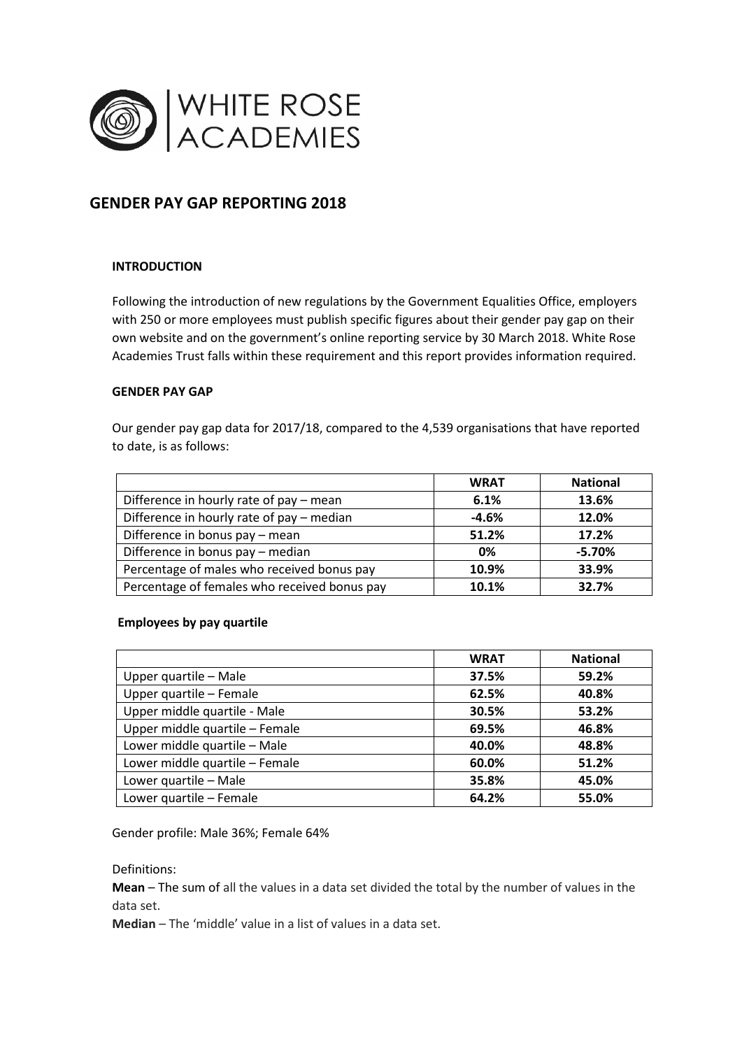WHITE ROSE ACADEMIES

# GENDER PAY GAP REPORTING 2018

**INTRODUCTION**

Following the introduction of new regulations by the Government Equalities Office, employers with 250 or more employees must publish specific figures about their gender pay gap on their own website and on the government's online reporting service by 30 March 2018. White Rose Academies Trust falls within these requirement and this report provides information required.

**GENDER PAY GAP**

Our gender pay gap data for 2017/18, compared to the 4,539 organisations that have reported to date, is as follows:

| | **WRAT** | **National** |
|---|---|---|
| Difference in hourly rate of pay – mean | **6.1%** | **13.6%** |
| Difference in hourly rate of pay – median | **-4.6%** | **12.0%** |
| Difference in bonus pay – mean | **51.2%** | **17.2%** |
| Difference in bonus pay – median | **0%** | **-5.70%** |
| Percentage of males who received bonus pay | **10.9%** | **33.9%** |
| Percentage of females who received bonus pay | **10.1%** | **32.7%** |

**Employees by pay quartile**

| | **WRAT** | **National** |
|---|---|---|
| Upper quartile – Male | **37.5%** | **59.2%** |
| Upper quartile – Female | **62.5%** | **40.8%** |
| Upper middle quartile - Male | **30.5%** | **53.2%** |
| Upper middle quartile – Female | **69.5%** | **46.8%** |
| Lower middle quartile – Male | **40.0%** | **48.8%** |
| Lower middle quartile – Female | **60.0%** | **51.2%** |
| Lower quartile – Male | **35.8%** | **45.0%** |
| Lower quartile – Female | **64.2%** | **55.0%** |

Gender profile: Male 36%; Female 64%

Definitions:

**Mean** – The sum of all the values in a data set divided the total by the number of values in the data set.

**Median** – The 'middle' value in a list of values in a data set.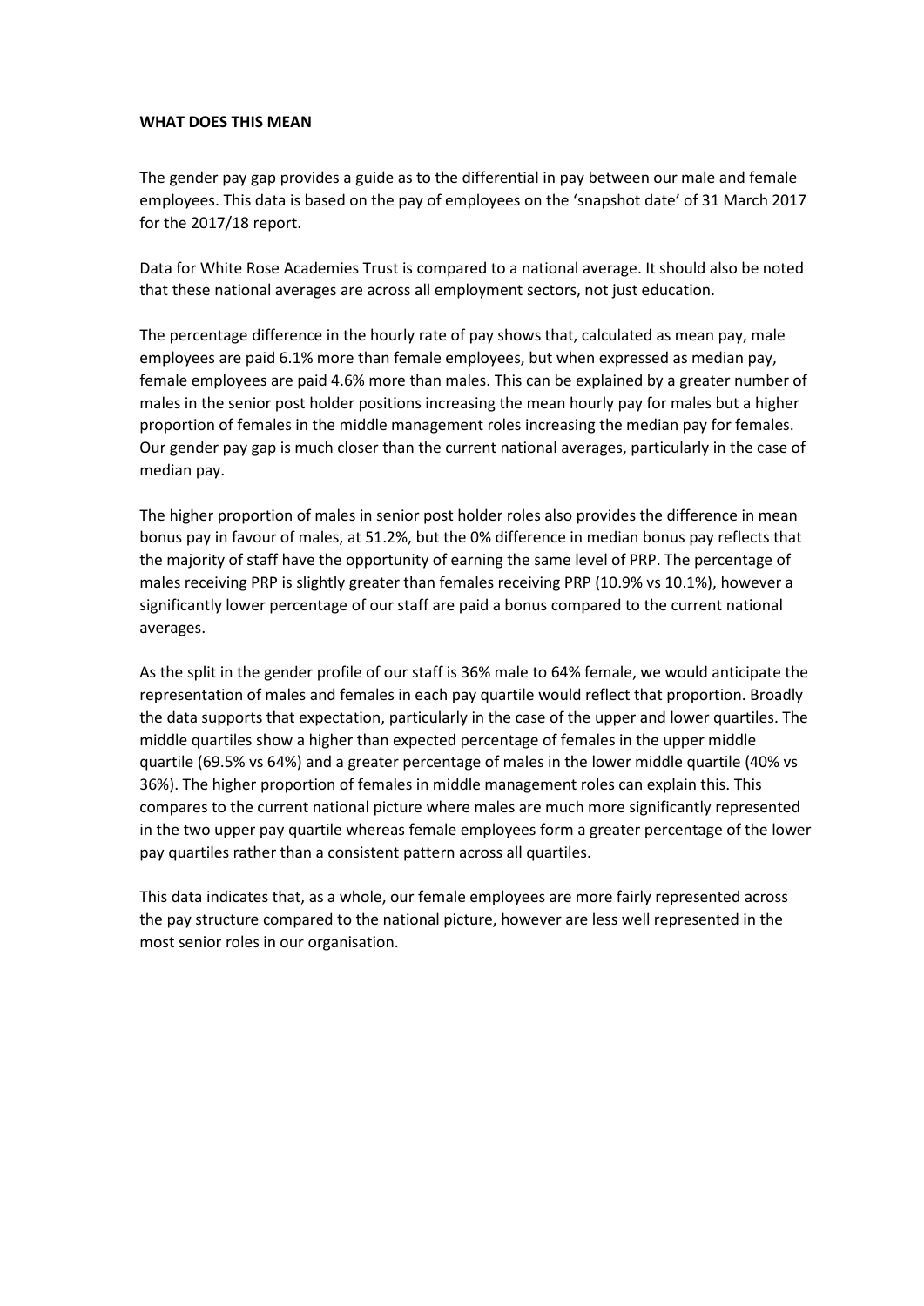**WHAT DOES THIS MEAN**

The gender pay gap provides a guide as to the differential in pay between our male and female employees. This data is based on the pay of employees on the 'snapshot date' of 31 March 2017 for the 2017/18 report.

Data for White Rose Academies Trust is compared to a national average. It should also be noted that these national averages are across all employment sectors, not just education.

The percentage difference in the hourly rate of pay shows that, calculated as mean pay, male employees are paid 6.1% more than female employees, but when expressed as median pay, female employees are paid 4.6% more than males. This can be explained by a greater number of males in the senior post holder positions increasing the mean hourly pay for males but a higher proportion of females in the middle management roles increasing the median pay for females. Our gender pay gap is much closer than the current national averages, particularly in the case of median pay.

The higher proportion of males in senior post holder roles also provides the difference in mean bonus pay in favour of males, at 51.2%, but the 0% difference in median bonus pay reflects that the majority of staff have the opportunity of earning the same level of PRP. The percentage of males receiving PRP is slightly greater than females receiving PRP (10.9% vs 10.1%), however a significantly lower percentage of our staff are paid a bonus compared to the current national averages.

As the split in the gender profile of our staff is 36% male to 64% female, we would anticipate the representation of males and females in each pay quartile would reflect that proportion. Broadly the data supports that expectation, particularly in the case of the upper and lower quartiles. The middle quartiles show a higher than expected percentage of females in the upper middle quartile (69.5% vs 64%) and a greater percentage of males in the lower middle quartile (40% vs 36%). The higher proportion of females in middle management roles can explain this. This compares to the current national picture where males are much more significantly represented in the two upper pay quartile whereas female employees form a greater percentage of the lower pay quartiles rather than a consistent pattern across all quartiles.

This data indicates that, as a whole, our female employees are more fairly represented across the pay structure compared to the national picture, however are less well represented in the most senior roles in our organisation.